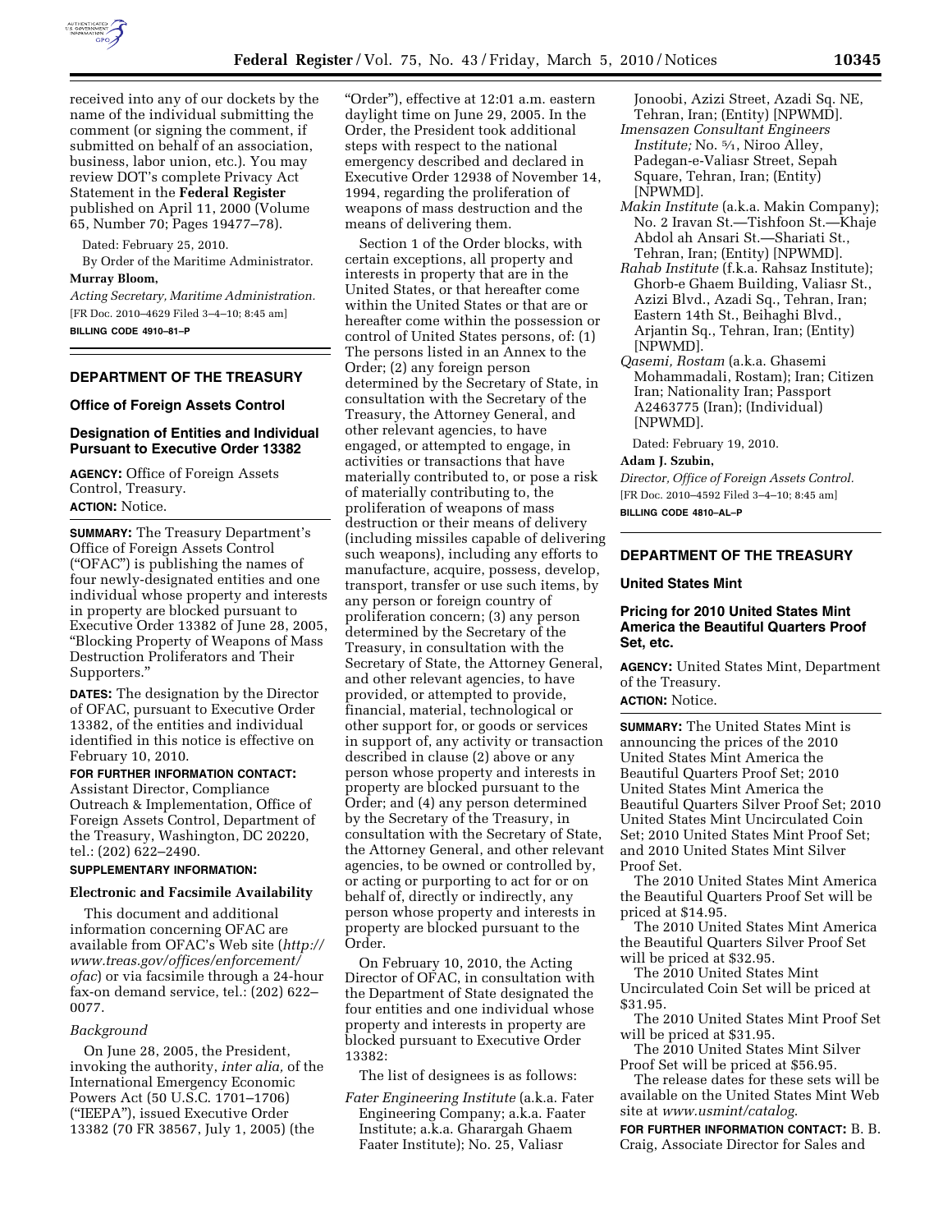received into any of our dockets by the name of the individual submitting the comment (or signing the comment, if submitted on behalf of an association, business, labor union, etc.). You may review DOT's complete Privacy Act Statement in the **Federal Register** published on April 11, 2000 (Volume 65, Number 70; Pages 19477–78).

Dated: February 25, 2010.

By Order of the Maritime Administrator.

**Murray Bloom,**

*Acting Secretary, Maritime Administration.*

[FR Doc. 2010–4629 Filed 3–4–10; 8:45 am]

**BILLING CODE 4910–81–P**

## DEPARTMENT OF THE TREASURY

### Office of Foreign Assets Control

### Designation of Entities and Individual Pursuant to Executive Order 13382

**AGENCY:** Office of Foreign Assets Control, Treasury.

**ACTION:** Notice.

**SUMMARY:** The Treasury Department's Office of Foreign Assets Control ("OFAC") is publishing the names of four newly-designated entities and one individual whose property and interests in property are blocked pursuant to Executive Order 13382 of June 28, 2005, "Blocking Property of Weapons of Mass Destruction Proliferators and Their Supporters."

**DATES:** The designation by the Director of OFAC, pursuant to Executive Order 13382, of the entities and individual identified in this notice is effective on February 10, 2010.

**FOR FURTHER INFORMATION CONTACT:** Assistant Director, Compliance Outreach & Implementation, Office of Foreign Assets Control, Department of the Treasury, Washington, DC 20220, tel.: (202) 622–2490.

**SUPPLEMENTARY INFORMATION:**

#### Electronic and Facsimile Availability

This document and additional information concerning OFAC are available from OFAC's Web site (*http://www.treas.gov/offices/enforcement/ofac*) or via facsimile through a 24-hour fax-on demand service, tel.: (202) 622–0077.

*Background*

On June 28, 2005, the President, invoking the authority, *inter alia,* of the International Emergency Economic Powers Act (50 U.S.C. 1701–1706) ("IEEPA"), issued Executive Order 13382 (70 FR 38567, July 1, 2005) (the "Order"), effective at 12:01 a.m. eastern daylight time on June 29, 2005. In the Order, the President took additional steps with respect to the national emergency described and declared in Executive Order 12938 of November 14, 1994, regarding the proliferation of weapons of mass destruction and the means of delivering them.

Section 1 of the Order blocks, with certain exceptions, all property and interests in property that are in the United States, or that hereafter come within the United States or that are or hereafter come within the possession or control of United States persons, of: (1) The persons listed in an Annex to the Order; (2) any foreign person determined by the Secretary of State, in consultation with the Secretary of the Treasury, the Attorney General, and other relevant agencies, to have engaged, or attempted to engage, in activities or transactions that have materially contributed to, or pose a risk of materially contributing to, the proliferation of weapons of mass destruction or their means of delivery (including missiles capable of delivering such weapons), including any efforts to manufacture, acquire, possess, develop, transport, transfer or use such items, by any person or foreign country of proliferation concern; (3) any person determined by the Secretary of the Treasury, in consultation with the Secretary of State, the Attorney General, and other relevant agencies, to have provided, or attempted to provide, financial, material, technological or other support for, or goods or services in support of, any activity or transaction described in clause (2) above or any person whose property and interests in property are blocked pursuant to the Order; and (4) any person determined by the Secretary of the Treasury, in consultation with the Secretary of State, the Attorney General, and other relevant agencies, to be owned or controlled by, or acting or purporting to act for or on behalf of, directly or indirectly, any person whose property and interests in property are blocked pursuant to the Order.

On February 10, 2010, the Acting Director of OFAC, in consultation with the Department of State designated the four entities and one individual whose property and interests in property are blocked pursuant to Executive Order 13382:

The list of designees is as follows:

*Fater Engineering Institute* (a.k.a. Fater Engineering Company; a.k.a. Faater Institute; a.k.a. Gharargah Ghaem Faater Institute); No. 25, Valiasr Jonoobi, Azizi Street, Azadi Sq. NE, Tehran, Iran; (Entity) [NPWMD].

*Imensazen Consultant Engineers Institute;* No. 5/1, Niroo Alley, Padegan-e-Valiasr Street, Sepah Square, Tehran, Iran; (Entity) [NPWMD].

*Makin Institute* (a.k.a. Makin Company); No. 2 Iravan St.—Tishfoon St.—Khaje Abdol ah Ansari St.—Shariati St., Tehran, Iran; (Entity) [NPWMD].

*Rahab Institute* (f.k.a. Rahsaz Institute); Ghorb-e Ghaem Building, Valiasr St., Azizi Blvd., Azadi Sq., Tehran, Iran; Eastern 14th St., Beihaghi Blvd., Arjantin Sq., Tehran, Iran; (Entity) [NPWMD].

*Qasemi, Rostam* (a.k.a. Ghasemi Mohammadali, Rostam); Iran; Citizen Iran; Nationality Iran; Passport A2463775 (Iran); (Individual) [NPWMD].

Dated: February 19, 2010.

**Adam J. Szubin,**

*Director, Office of Foreign Assets Control.*

[FR Doc. 2010–4592 Filed 3–4–10; 8:45 am]

**BILLING CODE 4810–AL–P**

## DEPARTMENT OF THE TREASURY

### United States Mint

### Pricing for 2010 United States Mint America the Beautiful Quarters Proof Set, etc.

**AGENCY:** United States Mint, Department of the Treasury.

**ACTION:** Notice.

**SUMMARY:** The United States Mint is announcing the prices of the 2010 United States Mint America the Beautiful Quarters Proof Set; 2010 United States Mint America the Beautiful Quarters Silver Proof Set; 2010 United States Mint Uncirculated Coin Set; 2010 United States Mint Proof Set; and 2010 United States Mint Silver Proof Set.

The 2010 United States Mint America the Beautiful Quarters Proof Set will be priced at $14.95.

The 2010 United States Mint America the Beautiful Quarters Silver Proof Set will be priced at $32.95.

The 2010 United States Mint Uncirculated Coin Set will be priced at $31.95.

The 2010 United States Mint Proof Set will be priced at $31.95.

The 2010 United States Mint Silver Proof Set will be priced at $56.95.

The release dates for these sets will be available on the United States Mint Web site at *www.usmint/catalog*.

**FOR FURTHER INFORMATION CONTACT:** B. B. Craig, Associate Director for Sales and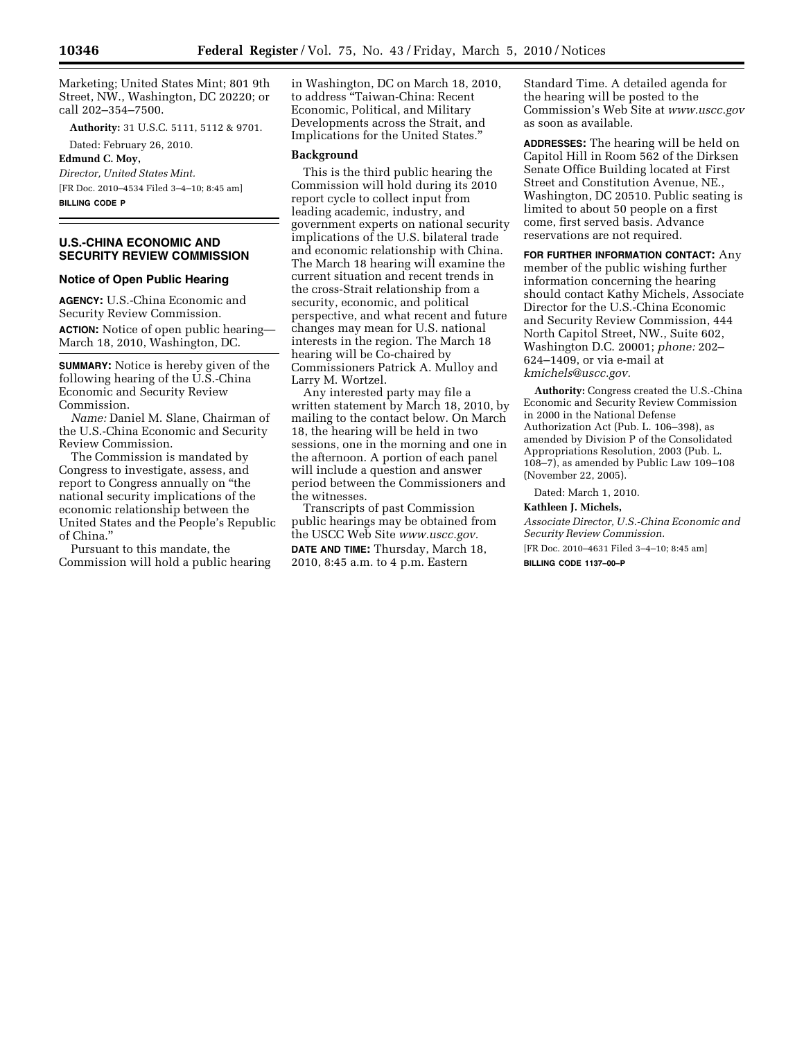Marketing; United States Mint; 801 9th Street, NW., Washington, DC 20220; or call 202–354–7500.

**Authority:** 31 U.S.C. 5111, 5112 & 9701.

Dated: February 26, 2010.

**Edmund C. Moy,**

*Director, United States Mint.*

[FR Doc. 2010–4534 Filed 3–4–10; 8:45 am]

**BILLING CODE P**

## U.S.-CHINA ECONOMIC AND SECURITY REVIEW COMMISSION

### Notice of Open Public Hearing

**AGENCY:** U.S.-China Economic and Security Review Commission.

**ACTION:** Notice of open public hearing—March 18, 2010, Washington, DC.

**SUMMARY:** Notice is hereby given of the following hearing of the U.S.-China Economic and Security Review Commission.

*Name:* Daniel M. Slane, Chairman of the U.S.-China Economic and Security Review Commission.

The Commission is mandated by Congress to investigate, assess, and report to Congress annually on "the national security implications of the economic relationship between the United States and the People's Republic of China."

Pursuant to this mandate, the Commission will hold a public hearing in Washington, DC on March 18, 2010, to address "Taiwan-China: Recent Economic, Political, and Military Developments across the Strait, and Implications for the United States."

**Background**

This is the third public hearing the Commission will hold during its 2010 report cycle to collect input from leading academic, industry, and government experts on national security implications of the U.S. bilateral trade and economic relationship with China. The March 18 hearing will examine the current situation and recent trends in the cross-Strait relationship from a security, economic, and political perspective, and what recent and future changes may mean for U.S. national interests in the region. The March 18 hearing will be Co-chaired by Commissioners Patrick A. Mulloy and Larry M. Wortzel.

Any interested party may file a written statement by March 18, 2010, by mailing to the contact below. On March 18, the hearing will be held in two sessions, one in the morning and one in the afternoon. A portion of each panel will include a question and answer period between the Commissioners and the witnesses.

Transcripts of past Commission public hearings may be obtained from the USCC Web Site *www.uscc.gov.*

**DATE AND TIME:** Thursday, March 18, 2010, 8:45 a.m. to 4 p.m. Eastern Standard Time. A detailed agenda for the hearing will be posted to the Commission's Web Site at *www.uscc.gov* as soon as available.

**ADDRESSES:** The hearing will be held on Capitol Hill in Room 562 of the Dirksen Senate Office Building located at First Street and Constitution Avenue, NE., Washington, DC 20510. Public seating is limited to about 50 people on a first come, first served basis. Advance reservations are not required.

**FOR FURTHER INFORMATION CONTACT:** Any member of the public wishing further information concerning the hearing should contact Kathy Michels, Associate Director for the U.S.-China Economic and Security Review Commission, 444 North Capitol Street, NW., Suite 602, Washington D.C. 20001; *phone:* 202–624–1409, or via e-mail at *kmichels@uscc.gov.*

**Authority:** Congress created the U.S.-China Economic and Security Review Commission in 2000 in the National Defense Authorization Act (Pub. L. 106–398), as amended by Division P of the Consolidated Appropriations Resolution, 2003 (Pub. L. 108–7), as amended by Public Law 109–108 (November 22, 2005).

Dated: March 1, 2010.

**Kathleen J. Michels,**

*Associate Director, U.S.-China Economic and Security Review Commission.*

[FR Doc. 2010–4631 Filed 3–4–10; 8:45 am]

**BILLING CODE 1137–00–P**